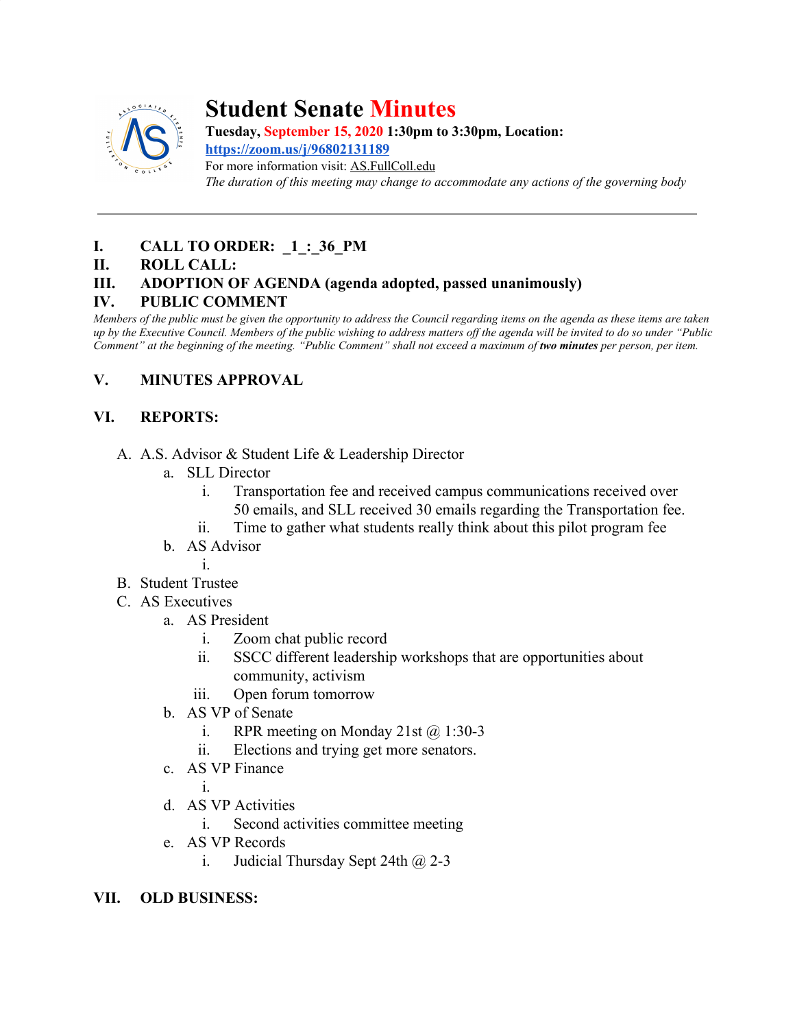# Student Senate Minutes

**Tuesday, September 15, 2020 1:30pm to 3:30pm, Location:**
**https://zoom.us/j/96802131189**
For more information visit: AS.FullColl.edu
*The duration of this meeting may change to accommodate any actions of the governing body*

---

**I. CALL TO ORDER: _1_:_36_PM**

**II. ROLL CALL:**

**III. ADOPTION OF AGENDA (agenda adopted, passed unanimously)**

**IV. PUBLIC COMMENT**

*Members of the public must be given the opportunity to address the Council regarding items on the agenda as these items are taken up by the Executive Council. Members of the public wishing to address matters off the agenda will be invited to do so under "Public Comment" at the beginning of the meeting. "Public Comment" shall not exceed a maximum of **two minutes** per person, per item.*

**V. MINUTES APPROVAL**

**VI. REPORTS:**

A. A.S. Advisor & Student Life & Leadership Director
   a. SLL Director
      i. Transportation fee and received campus communications received over 50 emails, and SLL received 30 emails regarding the Transportation fee.
      ii. Time to gather what students really think about this pilot program fee
   b. AS Advisor
      i.
B. Student Trustee
C. AS Executives
   a. AS President
      i. Zoom chat public record
      ii. SSCC different leadership workshops that are opportunities about community, activism
      iii. Open forum tomorrow
   b. AS VP of Senate
      i. RPR meeting on Monday 21st @ 1:30-3
      ii. Elections and trying get more senators.
   c. AS VP Finance
      i.
   d. AS VP Activities
      i. Second activities committee meeting
   e. AS VP Records
      i. Judicial Thursday Sept 24th @ 2-3

**VII. OLD BUSINESS:**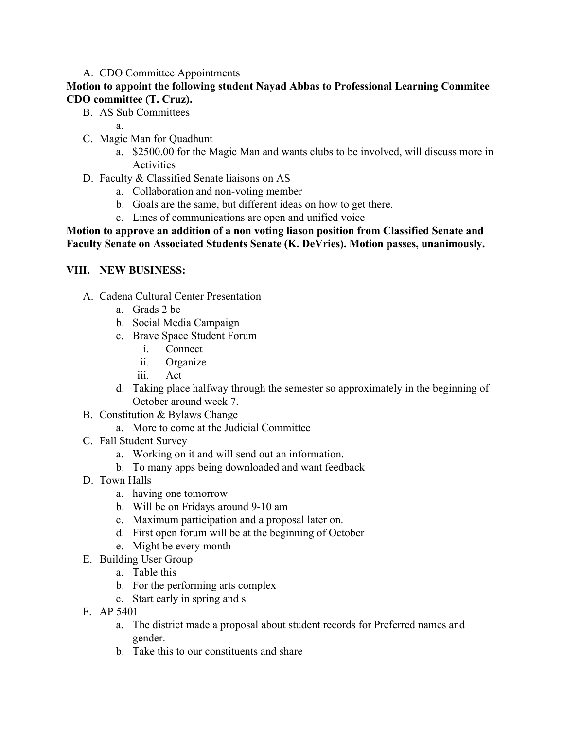A. CDO Committee Appointments

**Motion to appoint the following student Nayad Abbas to Professional Learning Commitee CDO committee (T. Cruz).**

B. AS Sub Committees
   a.

C. Magic Man for Quadhunt
   a. $2500.00 for the Magic Man and wants clubs to be involved, will discuss more in Activities

D. Faculty & Classified Senate liaisons on AS
   a. Collaboration and non-voting member
   b. Goals are the same, but different ideas on how to get there.
   c. Lines of communications are open and unified voice

**Motion to approve an addition of a non voting liason position from Classified Senate and Faculty Senate on Associated Students Senate (K. DeVries). Motion passes, unanimously.**

**VIII. NEW BUSINESS:**

A. Cadena Cultural Center Presentation
   a. Grads 2 be
   b. Social Media Campaign
   c. Brave Space Student Forum
      i. Connect
      ii. Organize
      iii. Act
   d. Taking place halfway through the semester so approximately in the beginning of October around week 7.

B. Constitution & Bylaws Change
   a. More to come at the Judicial Committee

C. Fall Student Survey
   a. Working on it and will send out an information.
   b. To many apps being downloaded and want feedback

D. Town Halls
   a. having one tomorrow
   b. Will be on Fridays around 9-10 am
   c. Maximum participation and a proposal later on.
   d. First open forum will be at the beginning of October
   e. Might be every month

E. Building User Group
   a. Table this
   b. For the performing arts complex
   c. Start early in spring and s

F. AP 5401
   a. The district made a proposal about student records for Preferred names and gender.
   b. Take this to our constituents and share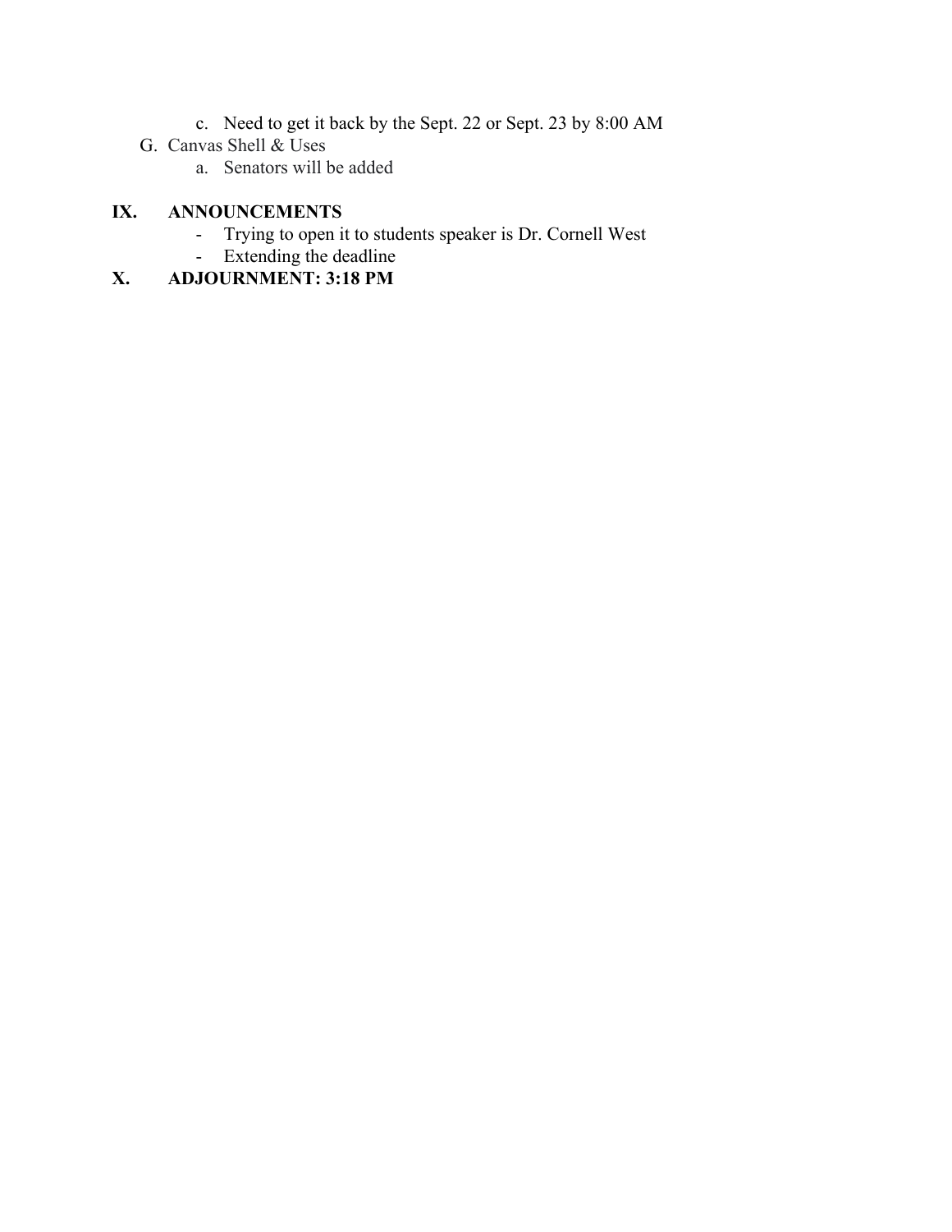c. Need to get it back by the Sept. 22 or Sept. 23 by 8:00 AM

G. Canvas Shell & Uses

a. Senators will be added

## IX. ANNOUNCEMENTS

- Trying to open it to students speaker is Dr. Cornell West
- Extending the deadline

## X. ADJOURNMENT: 3:18 PM